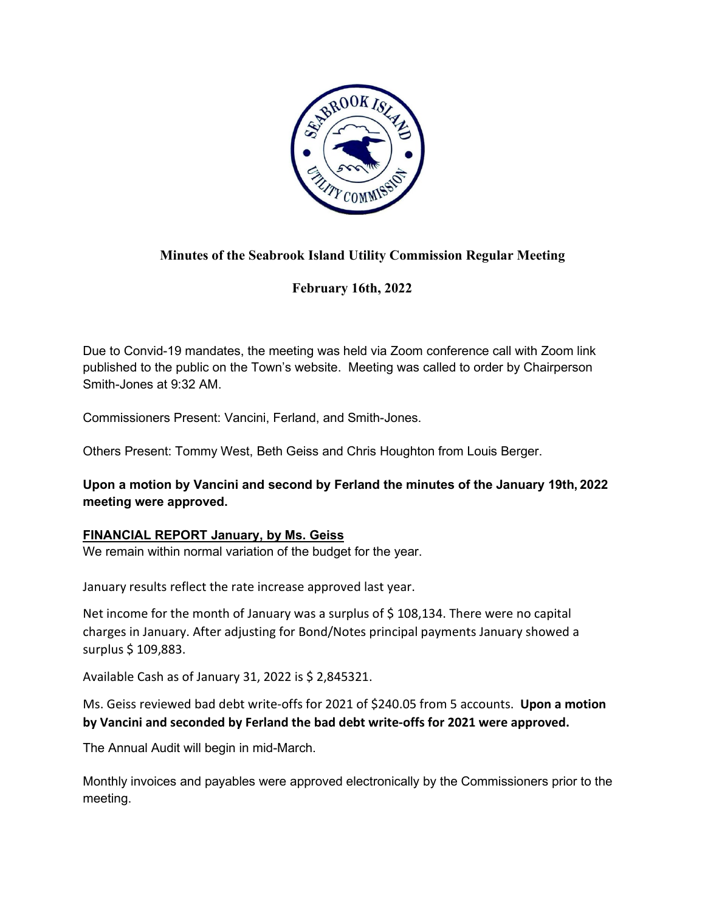**Minutes of the Seabrook Island Utility Commission Regular Meeting**

**February 16th, 2022**

Due to Convid-19 mandates, the meeting was held via Zoom conference call with Zoom link published to the public on the Town's website. Meeting was called to order by Chairperson Smith-Jones at 9:32 AM.

Commissioners Present: Vancini, Ferland, and Smith-Jones.

Others Present: Tommy West, Beth Geiss and Chris Houghton from Louis Berger.

**Upon a motion by Vancini and second by Ferland the minutes of the January 19th, 2022 meeting were approved.**

**FINANCIAL REPORT January, by Ms. Geiss**

We remain within normal variation of the budget for the year.

January results reflect the rate increase approved last year.

Net income for the month of January was a surplus of $ 108,134. There were no capital charges in January. After adjusting for Bond/Notes principal payments January showed a surplus $ 109,883.

Available Cash as of January 31, 2022 is $ 2,845321.

Ms. Geiss reviewed bad debt write-offs for 2021 of $240.05 from 5 accounts. **Upon a motion by Vancini and seconded by Ferland the bad debt write-offs for 2021 were approved.**

The Annual Audit will begin in mid-March.

Monthly invoices and payables were approved electronically by the Commissioners prior to the meeting.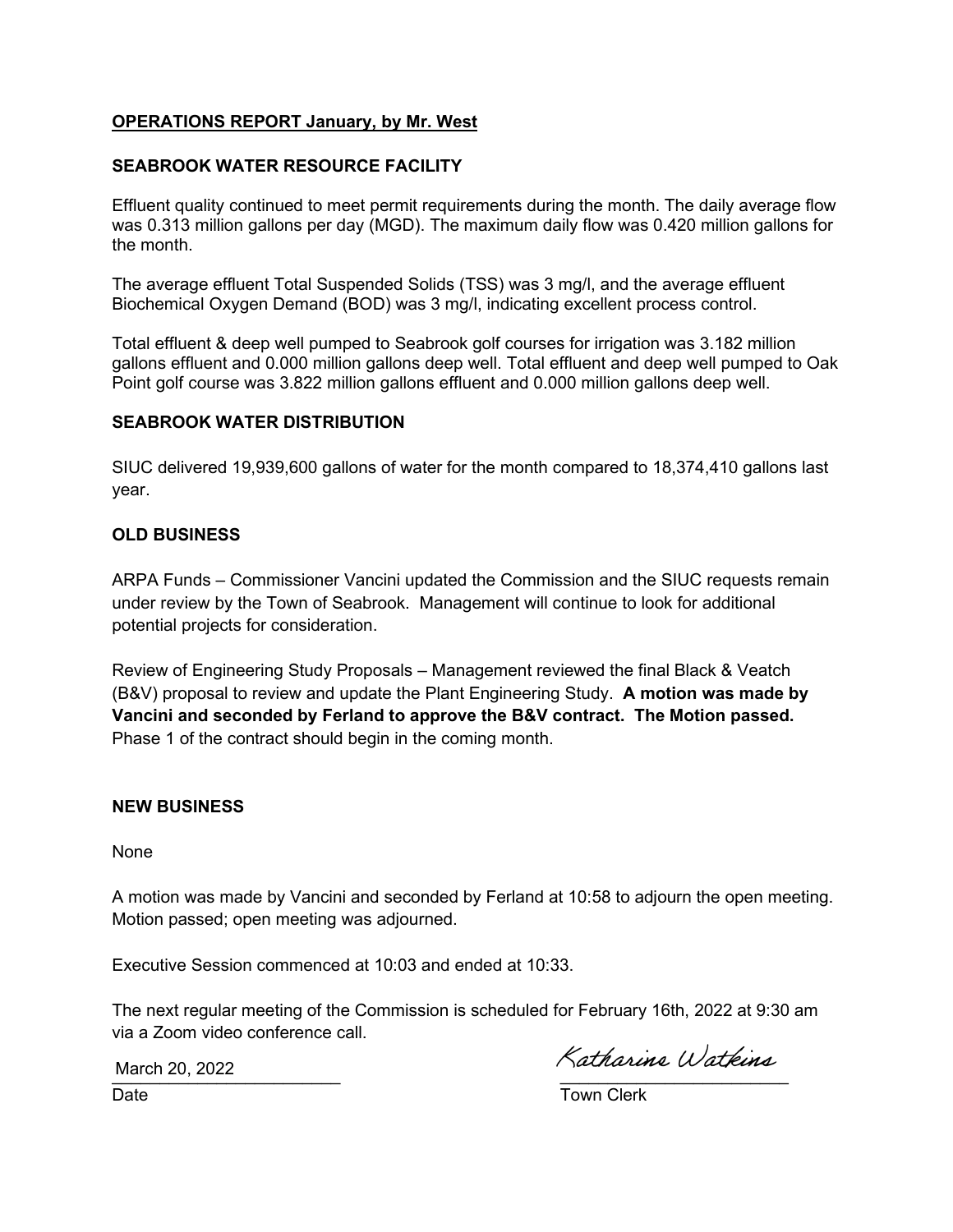**OPERATIONS REPORT January, by Mr. West**

**SEABROOK WATER RESOURCE FACILITY**

Effluent quality continued to meet permit requirements during the month. The daily average flow was 0.313 million gallons per day (MGD). The maximum daily flow was 0.420 million gallons for the month.

The average effluent Total Suspended Solids (TSS) was 3 mg/l, and the average effluent Biochemical Oxygen Demand (BOD) was 3 mg/l, indicating excellent process control.

Total effluent & deep well pumped to Seabrook golf courses for irrigation was 3.182 million gallons effluent and 0.000 million gallons deep well. Total effluent and deep well pumped to Oak Point golf course was 3.822 million gallons effluent and 0.000 million gallons deep well.

**SEABROOK WATER DISTRIBUTION**

SIUC delivered 19,939,600 gallons of water for the month compared to 18,374,410 gallons last year.

**OLD BUSINESS**

ARPA Funds – Commissioner Vancini updated the Commission and the SIUC requests remain under review by the Town of Seabrook. Management will continue to look for additional potential projects for consideration.

Review of Engineering Study Proposals – Management reviewed the final Black & Veatch (B&V) proposal to review and update the Plant Engineering Study. **A motion was made by Vancini and seconded by Ferland to approve the B&V contract. The Motion passed.** Phase 1 of the contract should begin in the coming month.

**NEW BUSINESS**

None

A motion was made by Vancini and seconded by Ferland at 10:58 to adjourn the open meeting. Motion passed; open meeting was adjourned.

Executive Session commenced at 10:03 and ended at 10:33.

The next regular meeting of the Commission is scheduled for February 16th, 2022 at 9:30 am via a Zoom video conference call.

March 20, 2022 — Date

Katharine Watkins — Town Clerk